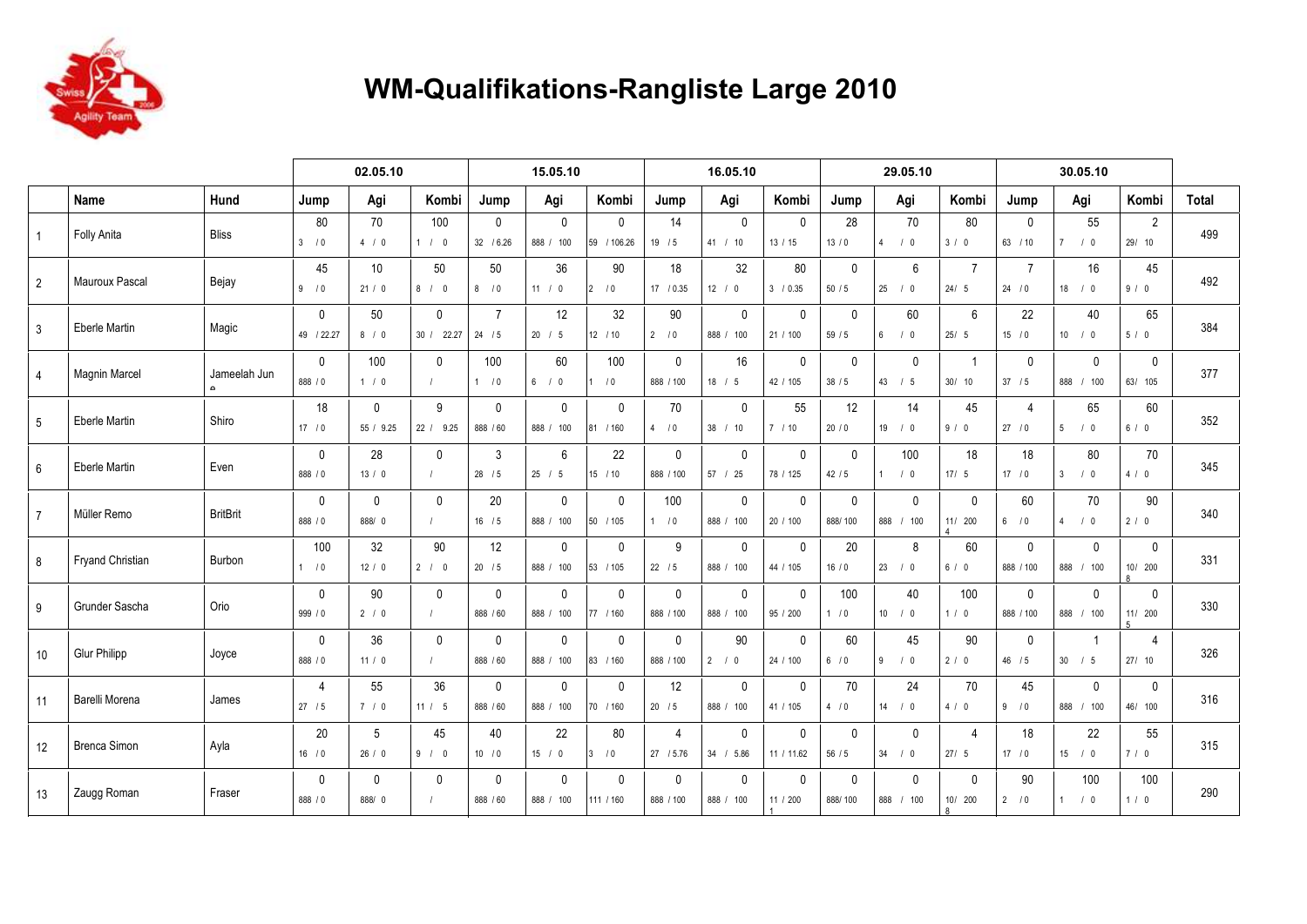# WM-Qualifikations-Rangliste Large 2010

| | Name | Hund | 02.05.10 | | | 15.05.10 | | | 16.05.10 | | | 29.05.10 | | | 30.05.10 | | | |
|---|---|---|---|---|---|---|---|---|---|---|---|---|---|---|---|---|---|---|
| | | | Jump | Agi | Kombi | Jump | Agi | Kombi | Jump | Agi | Kombi | Jump | Agi | Kombi | Jump | Agi | Kombi | Total |
| 1 | Folly Anita | Bliss | 80<br>3 / 0 | 70<br>4 / 0 | 100<br>1 / 0 | 0<br>32 / 6.26 | 0<br>888 / 100 | 0<br>59 / 106.26 | 14<br>19 / 5 | 0<br>41 / 10 | 0<br>13 / 15 | 28<br>13 / 0 | 70<br>4 / 0 | 80<br>3 / 0 | 0<br>63 / 10 | 55<br>7 / 0 | 2<br>29/ 10 | 499 |
| 2 | Mauroux Pascal | Bejay | 45<br>9 / 0 | 10<br>21 / 0 | 50<br>8 / 0 | 50<br>8 / 0 | 36<br>11 / 0 | 90<br>2 / 0 | 18<br>17 / 0.35 | 32<br>12 / 0 | 80<br>3 / 0.35 | 0<br>50 / 5 | 6<br>25 / 0 | 7<br>24/ 5 | 7<br>24 / 0 | 16<br>18 / 0 | 45<br>9 / 0 | 492 |
| 3 | Eberle Martin | Magic | 0<br>49 / 22.27 | 50<br>8 / 0 | 0<br>30 / 22.27 | 7<br>24 / 5 | 12<br>20 / 5 | 32<br>12 / 10 | 90<br>2 / 0 | 0<br>888 / 100 | 0<br>21 / 100 | 0<br>59 / 5 | 60<br>6 / 0 | 6<br>25/ 5 | 22<br>15 / 0 | 40<br>10 / 0 | 65<br>5 / 0 | 384 |
| 4 | Magnin Marcel | Jameelah June | 0<br>888 / 0 | 100<br>1 / 0 | 0<br>/ | 100<br>1 / 0 | 60<br>6 / 0 | 100<br>1 / 0 | 0<br>888 / 100 | 16<br>18 / 5 | 0<br>42 / 105 | 0<br>38 / 5 | 0<br>43 / 5 | 1<br>30/ 10 | 0<br>37 / 5 | 0<br>888 / 100 | 0<br>63/ 105 | 377 |
| 5 | Eberle Martin | Shiro | 18<br>17 / 0 | 0<br>55 / 9.25 | 9<br>22 / 9.25 | 0<br>888 / 60 | 0<br>888 / 100 | 0<br>81 / 160 | 70<br>4 / 0 | 0<br>38 / 10 | 55<br>7 / 10 | 12<br>20 / 0 | 14<br>19 / 0 | 45<br>9 / 0 | 4<br>27 / 0 | 65<br>5 / 0 | 60<br>6 / 0 | 352 |
| 6 | Eberle Martin | Even | 0<br>888 / 0 | 28<br>13 / 0 | 0<br>/ | 3<br>28 / 5 | 6<br>25 / 5 | 22<br>15 / 10 | 0<br>888 / 100 | 0<br>57 / 25 | 0<br>78 / 125 | 0<br>42 / 5 | 100<br>1 / 0 | 18<br>17/ 5 | 18<br>17 / 0 | 80<br>3 / 0 | 70<br>4 / 0 | 345 |
| 7 | Müller Remo | BritBrit | 0<br>888 / 0 | 0<br>888/ 0 | 0<br>/ | 20<br>16 / 5 | 0<br>888 / 100 | 0<br>50 / 105 | 100<br>1 / 0 | 0<br>888 / 100 | 0<br>20 / 100 | 0<br>888/ 100 | 0<br>888 / 100 | 0<br>114/ 200 | 60<br>6 / 0 | 70<br>4 / 0 | 90<br>2 / 0 | 340 |
| 8 | Fryand Christian | Burbon | 100<br>1 / 0 | 32<br>12 / 0 | 90<br>2 / 0 | 12<br>20 / 5 | 0<br>888 / 100 | 0<br>53 / 105 | 9<br>22 / 5 | 0<br>888 / 100 | 0<br>44 / 105 | 20<br>16 / 0 | 8<br>23 / 0 | 60<br>6 / 0 | 0<br>888 / 100 | 0<br>888 / 100 | 0<br>108/ 200 | 331 |
| 9 | Grunder Sascha | Orio | 0<br>999 / 0 | 90<br>2 / 0 | 0<br>/ | 0<br>888 / 60 | 0<br>888 / 100 | 0<br>77 / 160 | 0<br>888 / 100 | 0<br>888 / 100 | 0<br>95 / 200 | 100<br>1 / 0 | 40<br>10 / 0 | 100<br>1 / 0 | 0<br>888 / 100 | 0<br>888 / 100 | 0<br>115/ 200 | 330 |
| 10 | Glur Philipp | Joyce | 0<br>888 / 0 | 36<br>11 / 0 | 0<br>/ | 0<br>888 / 60 | 0<br>888 / 100 | 0<br>83 / 160 | 0<br>888 / 100 | 90<br>2 / 0 | 0<br>24 / 100 | 60<br>6 / 0 | 45<br>9 / 0 | 90<br>2 / 0 | 0<br>46 / 5 | 1<br>30 / 5 | 4<br>27/ 10 | 326 |
| 11 | Barelli Morena | James | 4<br>27 / 5 | 55<br>7 / 0 | 36<br>11 / 5 | 0<br>888 / 60 | 0<br>888 / 100 | 0<br>70 / 160 | 12<br>20 / 5 | 0<br>888 / 100 | 0<br>41 / 105 | 70<br>4 / 0 | 24<br>14 / 0 | 70<br>4 / 0 | 45<br>9 / 0 | 0<br>888 / 100 | 0<br>46/ 100 | 316 |
| 12 | Brenca Simon | Ayla | 20<br>16 / 0 | 5<br>26 / 0 | 45<br>9 / 0 | 40<br>10 / 0 | 22<br>15 / 0 | 80<br>3 / 0 | 4<br>27 / 5.76 | 0<br>34 / 5.86 | 0<br>11 / 11.62 | 0<br>56 / 5 | 0<br>34 / 0 | 4<br>27/ 5 | 18<br>17 / 0 | 22<br>15 / 0 | 55<br>7 / 0 | 315 |
| 13 | Zaugg Roman | Fraser | 0<br>888 / 0 | 0<br>888/ 0 | 0<br>/ | 0<br>888 / 60 | 0<br>888 / 100 | 0<br>111 / 160 | 0<br>888 / 100 | 0<br>888 / 100 | 0<br>111 / 200 | 0<br>888/ 100 | 0<br>888 / 100 | 0<br>108/ 200 | 90<br>2 / 0 | 100<br>1 / 0 | 100<br>1 / 0 | 290 |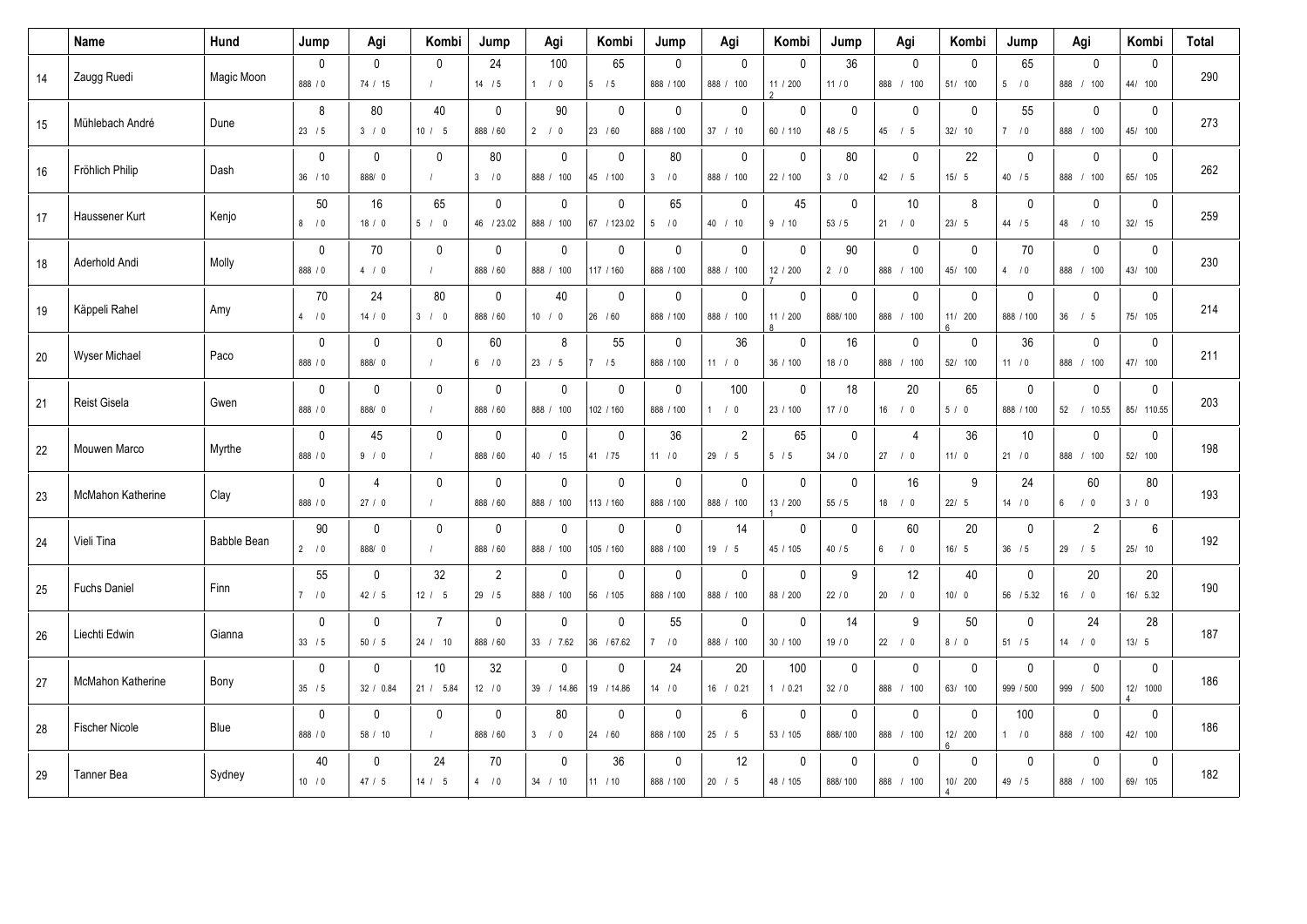| | Name | Hund | Jump | Agi | Kombi | Jump | Agi | Kombi | Jump | Agi | Kombi | Jump | Agi | Kombi | Jump | Agi | Kombi | Total |
|---|---|---|---|---|---|---|---|---|---|---|---|---|---|---|---|---|---|---|
| 14 | Zaugg Ruedi | Magic Moon | 0<br>888 / 0 | 0<br>74 / 15 | 0<br>/ | 24<br>14 / 5 | 100<br>1 / 0 | 65<br>5 / 5 | 0<br>888 / 100 | 0<br>888 / 100 | 0<br>11 / 200<br>2 | 36<br>11 / 0 | 0<br>888 / 100 | 0<br>51/ 100 | 65<br>5 / 0 | 0<br>888 / 100 | 0<br>44/ 100 | 290 |
| 15 | Mühlebach André | Dune | 8<br>23 / 5 | 80<br>3 / 0 | 40<br>10 / 5 | 0<br>888 / 60 | 90<br>2 / 0 | 0<br>23 / 60 | 0<br>888 / 100 | 0<br>37 / 10 | 0<br>60 / 110 | 0<br>48 / 5 | 0<br>45 / 5 | 0<br>32/ 10 | 55<br>7 / 0 | 0<br>888 / 100 | 0<br>45/ 100 | 273 |
| 16 | Fröhlich Philip | Dash | 0<br>36 / 10 | 0<br>888/ 0 | 0<br>/ | 80<br>3 / 0 | 0<br>888 / 100 | 0<br>45 / 100 | 80<br>3 / 0 | 0<br>888 / 100 | 0<br>22 / 100 | 80<br>3 / 0 | 0<br>42 / 5 | 22<br>15/ 5 | 0<br>40 / 5 | 0<br>888 / 100 | 0<br>65/ 105 | 262 |
| 17 | Haussener Kurt | Kenjo | 50<br>8 / 0 | 16<br>18 / 0 | 65<br>5 / 0 | 0<br>46 / 23.02 | 0<br>888 / 100 | 0<br>67 / 123.02 | 65<br>5 / 0 | 0<br>40 / 10 | 45<br>9 / 10 | 0<br>53 / 5 | 10<br>21 / 0 | 8<br>23/ 5 | 0<br>44 / 5 | 0<br>48 / 10 | 0<br>32/ 15 | 259 |
| 18 | Aderhold Andi | Molly | 0<br>888 / 0 | 70<br>4 / 0 | 0<br>/ | 0<br>888 / 60 | 0<br>888 / 100 | 0<br>117 / 160 | 0<br>888 / 100 | 0<br>888 / 100 | 0<br>12 / 200<br>7 | 90<br>2 / 0 | 0<br>888 / 100 | 0<br>45/ 100 | 70<br>4 / 0 | 0<br>888 / 100 | 0<br>43/ 100 | 230 |
| 19 | Käppeli Rahel | Amy | 70<br>4 / 0 | 24<br>14 / 0 | 80<br>3 / 0 | 0<br>888 / 60 | 40<br>10 / 0 | 0<br>26 / 60 | 0<br>888 / 100 | 0<br>888 / 100 | 0<br>11 / 200<br>8 | 0<br>888/ 100 | 0<br>888 / 100 | 0<br>11/ 200<br>6 | 0<br>888 / 100 | 0<br>36 / 5 | 0<br>75/ 105 | 214 |
| 20 | Wyser Michael | Paco | 0<br>888 / 0 | 0<br>888/ 0 | 0<br>/ | 60<br>6 / 0 | 8<br>23 / 5 | 55<br>7 / 5 | 0<br>888 / 100 | 36<br>11 / 0 | 0<br>36 / 100 | 16<br>18 / 0 | 0<br>888 / 100 | 0<br>52/ 100 | 36<br>11 / 0 | 0<br>888 / 100 | 0<br>47/ 100 | 211 |
| 21 | Reist Gisela | Gwen | 0<br>888 / 0 | 0<br>888/ 0 | 0<br>/ | 0<br>888 / 60 | 0<br>888 / 100 | 0<br>102 / 160 | 0<br>888 / 100 | 100<br>1 / 0 | 0<br>23 / 100 | 18<br>17 / 0 | 20<br>16 / 0 | 65<br>5 / 0 | 0<br>888 / 100 | 0<br>52 / 10.55 | 0<br>85/ 110.55 | 203 |
| 22 | Mouwen Marco | Myrthe | 0<br>888 / 0 | 45<br>9 / 0 | 0<br>/ | 0<br>888 / 60 | 0<br>40 / 15 | 0<br>41 / 75 | 36<br>11 / 0 | 2<br>29 / 5 | 65<br>5 / 5 | 0<br>34 / 0 | 4<br>27 / 0 | 36<br>11/ 0 | 10<br>21 / 0 | 0<br>888 / 100 | 0<br>52/ 100 | 198 |
| 23 | McMahon Katherine | Clay | 0<br>888 / 0 | 4<br>27 / 0 | 0<br>/ | 0<br>888 / 60 | 0<br>888 / 100 | 0<br>113 / 160 | 0<br>888 / 100 | 0<br>888 / 100 | 0<br>13 / 200<br>1 | 0<br>55 / 5 | 16<br>18 / 0 | 9<br>22/ 5 | 24<br>14 / 0 | 60<br>6 / 0 | 80<br>3 / 0 | 193 |
| 24 | Vieli Tina | Babble Bean | 90<br>2 / 0 | 0<br>888/ 0 | 0<br>/ | 0<br>888 / 60 | 0<br>888 / 100 | 0<br>105 / 160 | 0<br>888 / 100 | 14<br>19 / 5 | 0<br>45 / 105 | 0<br>40 / 5 | 60<br>6 / 0 | 20<br>16/ 5 | 0<br>36 / 5 | 2<br>29 / 5 | 6<br>25/ 10 | 192 |
| 25 | Fuchs Daniel | Finn | 55<br>7 / 0 | 0<br>42 / 5 | 32<br>12 / 5 | 2<br>29 / 5 | 0<br>888 / 100 | 0<br>56 / 105 | 0<br>888 / 100 | 0<br>888 / 100 | 0<br>88 / 200 | 9<br>22 / 0 | 12<br>20 / 0 | 40<br>10/ 0 | 0<br>56 / 5.32 | 20<br>16 / 0 | 20<br>16/ 5.32 | 190 |
| 26 | Liechti Edwin | Gianna | 0<br>33 / 5 | 0<br>50 / 5 | 7<br>24 / 10 | 0<br>888 / 60 | 0<br>33 / 7.62 | 0<br>36 / 67.62 | 55<br>7 / 0 | 0<br>888 / 100 | 0<br>30 / 100 | 14<br>19 / 0 | 9<br>22 / 0 | 50<br>8 / 0 | 0<br>51 / 5 | 24<br>14 / 0 | 28<br>13/ 5 | 187 |
| 27 | McMahon Katherine | Bony | 0<br>35 / 5 | 0<br>32 / 0.84 | 10<br>21 / 5.84 | 32<br>12 / 0 | 0<br>39 / 14.86 | 0<br>19 / 14.86 | 24<br>14 / 0 | 20<br>16 / 0.21 | 100<br>1 / 0.21 | 0<br>32 / 0 | 0<br>888 / 100 | 0<br>63/ 100 | 0<br>999 / 500 | 0<br>999 / 500 | 0<br>12/ 1000<br>4 | 186 |
| 28 | Fischer Nicole | Blue | 0<br>888 / 0 | 0<br>58 / 10 | 0<br>/ | 0<br>888 / 60 | 80<br>3 / 0 | 0<br>24 / 60 | 0<br>888 / 100 | 6<br>25 / 5 | 0<br>53 / 105 | 0<br>888/ 100 | 0<br>888 / 100 | 0<br>12/ 200<br>6 | 100<br>1 / 0 | 0<br>888 / 100 | 0<br>42/ 100 | 186 |
| 29 | Tanner Bea | Sydney | 40<br>10 / 0 | 0<br>47 / 5 | 24<br>14 / 5 | 70<br>4 / 0 | 0<br>34 / 10 | 36<br>11 / 10 | 0<br>888 / 100 | 12<br>20 / 5 | 0<br>48 / 105 | 0<br>888/ 100 | 0<br>888 / 100 | 0<br>10/ 200<br>4 | 0<br>49 / 5 | 0<br>888 / 100 | 0<br>69/ 105 | 182 |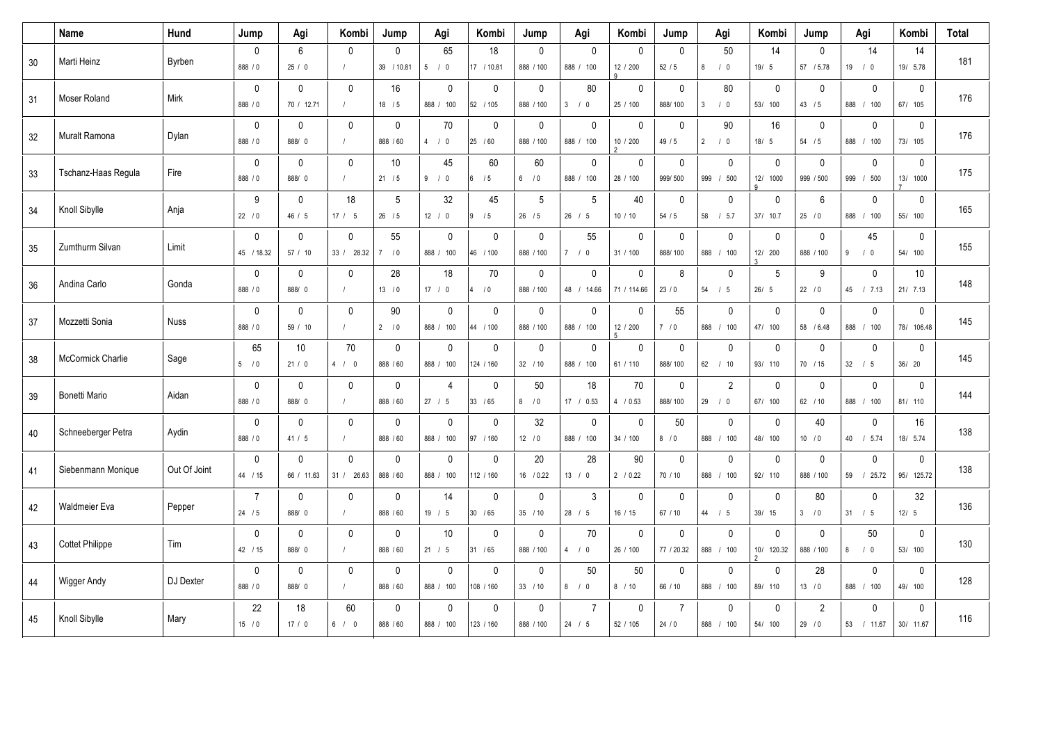| | Name | Hund | Jump | Agi | Kombi | Jump | Agi | Kombi | Jump | Agi | Kombi | Jump | Agi | Kombi | Jump | Agi | Kombi | Total |
|---|---|---|---|---|---|---|---|---|---|---|---|---|---|---|---|---|---|---|
| 30 | Marti Heinz | Byrben | 0<br>888 / 0 | 6<br>25 / 0 | 0<br>/ | 0<br>39 / 10.81 | 65<br>5 / 0 | 18<br>17 / 10.81 | 0<br>888 / 100 | 0<br>888 / 100 | 0<br>12 / 200<br>9 | 0<br>52 / 5 | 50<br>8 / 0 | 14<br>19/ 5 | 0<br>57 / 5.78 | 14<br>19 / 0 | 14<br>19/ 5.78 | 181 |
| 31 | Moser Roland | Mirk | 0<br>888 / 0 | 0<br>70 / 12.71 | 0<br>/ | 16<br>18 / 5 | 0<br>888 / 100 | 0<br>52 / 105 | 0<br>888 / 100 | 80<br>3 / 0 | 0<br>25 / 100 | 0<br>888/ 100 | 80<br>3 / 0 | 0<br>53/ 100 | 0<br>43 / 5 | 0<br>888 / 100 | 0<br>67/ 105 | 176 |
| 32 | Muralt Ramona | Dylan | 0<br>888 / 0 | 0<br>888/ 0 | 0<br>/ | 0<br>888 / 60 | 70<br>4 / 0 | 0<br>25 / 60 | 0<br>888 / 100 | 0<br>888 / 100 | 0<br>10 / 200<br>2 | 0<br>49 / 5 | 90<br>2 / 0 | 16<br>18/ 5 | 0<br>54 / 5 | 0<br>888 / 100 | 0<br>73/ 105 | 176 |
| 33 | Tschanz-Haas Regula | Fire | 0<br>888 / 0 | 0<br>888/ 0 | 0<br>/ | 10<br>21 / 5 | 45<br>9 / 0 | 60<br>6 / 5 | 60<br>6 / 0 | 0<br>888 / 100 | 0<br>28 / 100 | 0<br>999/ 500 | 0<br>999 / 500 | 0<br>12/ 1000<br>9 | 0<br>999 / 500 | 0<br>999 / 500 | 0<br>13/ 1000<br>7 | 175 |
| 34 | Knoll Sibylle | Anja | 9<br>22 / 0 | 0<br>46 / 5 | 18<br>17 / 5 | 5<br>26 / 5 | 32<br>12 / 0 | 45<br>9 / 5 | 5<br>26 / 5 | 5<br>26 / 5 | 40<br>10 / 10 | 0<br>54 / 5 | 0<br>58 / 5.7 | 0<br>37/ 10.7 | 6<br>25 / 0 | 0<br>888 / 100 | 0<br>55/ 100 | 165 |
| 35 | Zumthurm Silvan | Limit | 0<br>45 / 18.32 | 0<br>57 / 10 | 0<br>33 / 28.32 | 55<br>7 / 0 | 0<br>888 / 100 | 0<br>46 / 100 | 0<br>888 / 100 | 55<br>7 / 0 | 0<br>31 / 100 | 0<br>888/ 100 | 0<br>888 / 100 | 0<br>12/ 200<br>3 | 0<br>888 / 100 | 45<br>9 / 0 | 0<br>54/ 100 | 155 |
| 36 | Andina Carlo | Gonda | 0<br>888 / 0 | 0<br>888/ 0 | 0<br>/ | 28<br>13 / 0 | 18<br>17 / 0 | 70<br>4 / 0 | 0<br>888 / 100 | 0<br>48 / 14.66 | 0<br>71 / 114.66 | 8<br>23 / 0 | 0<br>54 / 5 | 5<br>26/ 5 | 9<br>22 / 0 | 0<br>45 / 7.13 | 10<br>21/ 7.13 | 148 |
| 37 | Mozzetti Sonia | Nuss | 0<br>888 / 0 | 0<br>59 / 10 | 0<br>/ | 90<br>2 / 0 | 0<br>888 / 100 | 0<br>44 / 100 | 0<br>888 / 100 | 0<br>888 / 100 | 0<br>12 / 200<br>5 | 55<br>7 / 0 | 0<br>888 / 100 | 0<br>47/ 100 | 0<br>58 / 6.48 | 0<br>888 / 100 | 0<br>78/ 106.48 | 145 |
| 38 | McCormick Charlie | Sage | 65<br>5 / 0 | 10<br>21 / 0 | 70<br>4 / 0 | 0<br>888 / 60 | 0<br>888 / 100 | 0<br>124 / 160 | 0<br>32 / 10 | 0<br>888 / 100 | 0<br>61 / 110 | 0<br>888/ 100 | 0<br>62 / 10 | 0<br>93/ 110 | 0<br>70 / 15 | 0<br>32 / 5 | 0<br>36/ 20 | 145 |
| 39 | Bonetti Mario | Aidan | 0<br>888 / 0 | 0<br>888/ 0 | 0<br>/ | 0<br>888 / 60 | 4<br>27 / 5 | 0<br>33 / 65 | 50<br>8 / 0 | 18<br>17 / 0.53 | 70<br>4 / 0.53 | 0<br>888/ 100 | 2<br>29 / 0 | 0<br>67/ 100 | 0<br>62 / 10 | 0<br>888 / 100 | 0<br>81/ 110 | 144 |
| 40 | Schneeberger Petra | Aydin | 0<br>888 / 0 | 0<br>41 / 5 | 0<br>/ | 0<br>888 / 60 | 0<br>888 / 100 | 0<br>97 / 160 | 32<br>12 / 0 | 0<br>888 / 100 | 0<br>34 / 100 | 50<br>8 / 0 | 0<br>888 / 100 | 0<br>48/ 100 | 40<br>10 / 0 | 0<br>40 / 5.74 | 16<br>18/ 5.74 | 138 |
| 41 | Siebenmann Monique | Out Of Joint | 0<br>44 / 15 | 0<br>66 / 11.63 | 0<br>31 / 26.63 | 0<br>888 / 60 | 0<br>888 / 100 | 0<br>112 / 160 | 20<br>16 / 0.22 | 28<br>13 / 0 | 90<br>2 / 0.22 | 0<br>70 / 10 | 0<br>888 / 100 | 0<br>92/ 110 | 0<br>888 / 100 | 0<br>59 / 25.72 | 0<br>95/ 125.72 | 138 |
| 42 | Waldmeier Eva | Pepper | 7<br>24 / 5 | 0<br>888/ 0 | 0<br>/ | 0<br>888 / 60 | 14<br>19 / 5 | 0<br>30 / 65 | 0<br>35 / 10 | 3<br>28 / 5 | 0<br>16 / 15 | 0<br>67 / 10 | 0<br>44 / 5 | 0<br>39/ 15 | 80<br>3 / 0 | 0<br>31 / 5 | 32<br>12/ 5 | 136 |
| 43 | Cottet Philippe | Tim | 0<br>42 / 15 | 0<br>888/ 0 | 0<br>/ | 0<br>888 / 60 | 10<br>21 / 5 | 0<br>31 / 65 | 0<br>888 / 100 | 70<br>4 / 0 | 0<br>26 / 100 | 0<br>77 / 20.32 | 0<br>888 / 100 | 0<br>10/ 120.32<br>2 | 0<br>888 / 100 | 50<br>8 / 0 | 0<br>53/ 100 | 130 |
| 44 | Wigger Andy | DJ Dexter | 0<br>888 / 0 | 0<br>888/ 0 | 0<br>/ | 0<br>888 / 60 | 0<br>888 / 100 | 0<br>108 / 160 | 0<br>33 / 10 | 50<br>8 / 0 | 50<br>8 / 10 | 0<br>66 / 10 | 0<br>888 / 100 | 0<br>89/ 110 | 28<br>13 / 0 | 0<br>888 / 100 | 0<br>49/ 100 | 128 |
| 45 | Knoll Sibylle | Mary | 22<br>15 / 0 | 18<br>17 / 0 | 60<br>6 / 0 | 0<br>888 / 60 | 0<br>888 / 100 | 0<br>123 / 160 | 0<br>888 / 100 | 7<br>24 / 5 | 0<br>52 / 105 | 7<br>24 / 0 | 0<br>888 / 100 | 0<br>54/ 100 | 2<br>29 / 0 | 0<br>53 / 11.67 | 0<br>30/ 11.67 | 116 |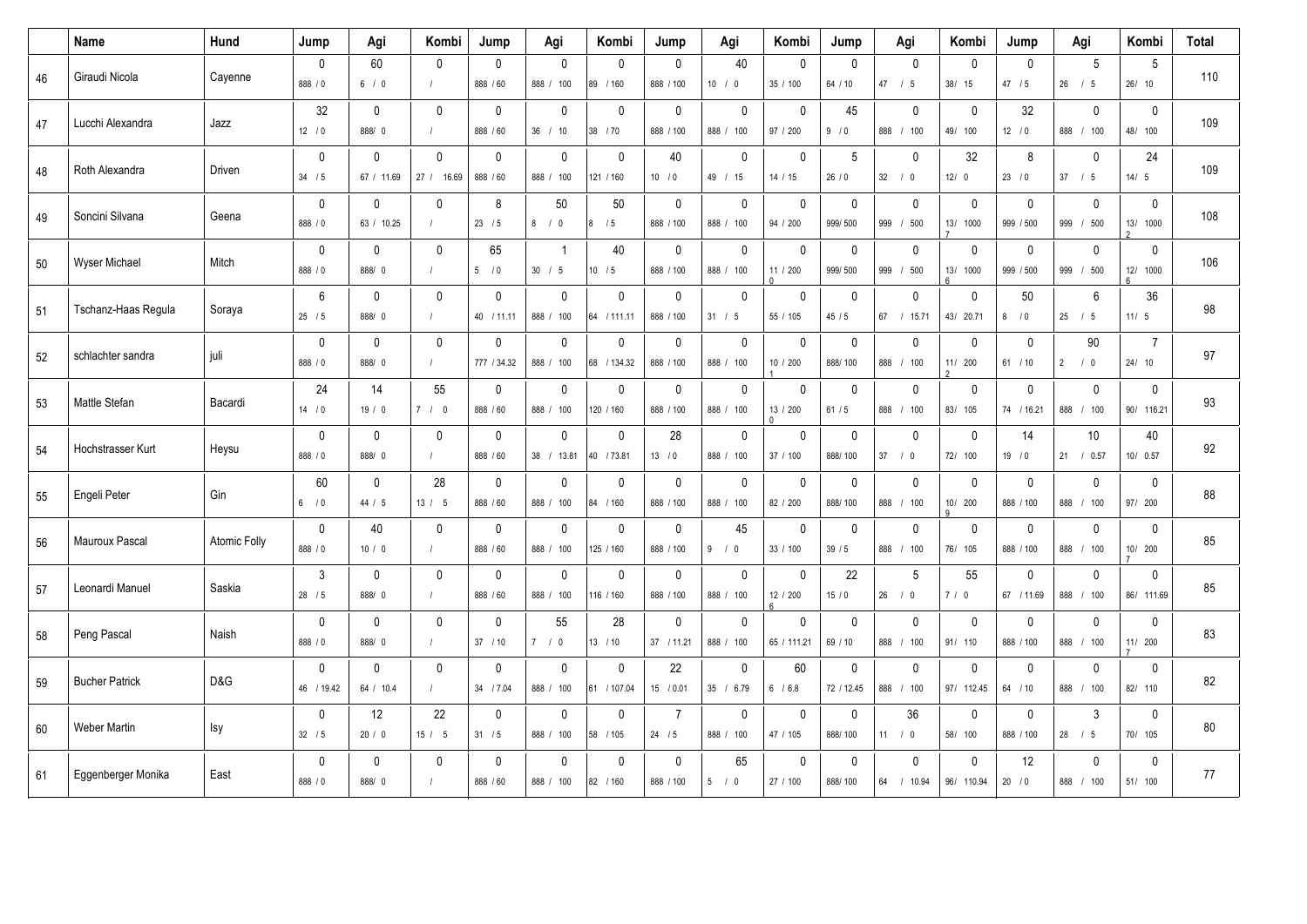| | Name | Hund | Jump | Agi | Kombi | Jump | Agi | Kombi | Jump | Agi | Kombi | Jump | Agi | Kombi | Jump | Agi | Kombi | Total |
|---|---|---|---|---|---|---|---|---|---|---|---|---|---|---|---|---|---|---|
| 46 | Giraudi Nicola | Cayenne | 0<br>888 / 0 | 60<br>6 / 0 | 0<br>/ | 0<br>888 / 60 | 0<br>888 / 100 | 0<br>89 / 160 | 0<br>888 / 100 | 40<br>10 / 0 | 0<br>35 / 100 | 0<br>64 / 10 | 0<br>47 / 5 | 0<br>38/ 15 | 0<br>47 / 5 | 5<br>26 / 5 | 5<br>26/ 10 | 110 |
| 47 | Lucchi Alexandra | Jazz | 32<br>12 / 0 | 0<br>888/ 0 | 0<br>/ | 0<br>888 / 60 | 0<br>36 / 10 | 0<br>38 / 70 | 0<br>888 / 100 | 0<br>888 / 100 | 0<br>97 / 200 | 45<br>9 / 0 | 0<br>888 / 100 | 0<br>49/ 100 | 32<br>12 / 0 | 0<br>888 / 100 | 0<br>48/ 100 | 109 |
| 48 | Roth Alexandra | Driven | 0<br>34 / 5 | 0<br>67 / 11.69 | 0<br>27 / 16.69 | 0<br>888 / 60 | 0<br>888 / 100 | 0<br>121 / 160 | 40<br>10 / 0 | 0<br>49 / 15 | 0<br>14 / 15 | 5<br>26 / 0 | 0<br>32 / 0 | 32<br>12/ 0 | 8<br>23 / 0 | 0<br>37 / 5 | 24<br>14/ 5 | 109 |
| 49 | Soncini Silvana | Geena | 0<br>888 / 0 | 0<br>63 / 10.25 | 0<br>/ | 8<br>23 / 5 | 50<br>8 / 0 | 50<br>8 / 5 | 0<br>888 / 100 | 0<br>888 / 100 | 0<br>94 / 200 | 0<br>999/ 500 | 0<br>999 / 500 | 0<br>13/ 1000<br>7 | 0<br>999 / 500 | 0<br>999 / 500 | 0<br>13/ 1000<br>2 | 108 |
| 50 | Wyser Michael | Mitch | 0<br>888 / 0 | 0<br>888/ 0 | 0<br>/ | 65<br>5 / 0 | 1<br>30 / 5 | 40<br>10 / 5 | 0<br>888 / 100 | 0<br>888 / 100 | 0<br>11 / 200<br>0 | 0<br>999/ 500 | 0<br>999 / 500 | 0<br>13/ 1000<br>6 | 0<br>999 / 500 | 0<br>999 / 500 | 0<br>12/ 1000<br>6 | 106 |
| 51 | Tschanz-Haas Regula | Soraya | 6<br>25 / 5 | 0<br>888/ 0 | 0<br>/ | 0<br>40 / 11.11 | 0<br>888 / 100 | 0<br>64 / 111.11 | 0<br>888 / 100 | 0<br>31 / 5 | 0<br>55 / 105 | 0<br>45 / 5 | 0<br>67 / 15.71 | 0<br>43/ 20.71 | 50<br>8 / 0 | 6<br>25 / 5 | 36<br>11/ 5 | 98 |
| 52 | schlachter sandra | juli | 0<br>888 / 0 | 0<br>888/ 0 | 0<br>/ | 0<br>777 / 34.32 | 0<br>888 / 100 | 0<br>68 / 134.32 | 0<br>888 / 100 | 0<br>888 / 100 | 0<br>10 / 200<br>1 | 0<br>888/ 100 | 0<br>888 / 100 | 0<br>11/ 200<br>2 | 0<br>61 / 10 | 90<br>2 / 0 | 7<br>24/ 10 | 97 |
| 53 | Mattle Stefan | Bacardi | 24<br>14 / 0 | 14<br>19 / 0 | 55<br>7 / 0 | 0<br>888 / 60 | 0<br>888 / 100 | 0<br>120 / 160 | 0<br>888 / 100 | 0<br>888 / 100 | 0<br>13 / 200<br>0 | 0<br>61 / 5 | 0<br>888 / 100 | 0<br>83/ 105 | 0<br>74 / 16.21 | 0<br>888 / 100 | 0<br>90/ 116.21 | 93 |
| 54 | Hochstrasser Kurt | Heysu | 0<br>888 / 0 | 0<br>888/ 0 | 0<br>/ | 0<br>888 / 60 | 0<br>38 / 13.81 | 0<br>40 / 73.81 | 28<br>13 / 0 | 0<br>888 / 100 | 0<br>37 / 100 | 0<br>888/ 100 | 0<br>37 / 0 | 0<br>72/ 100 | 14<br>19 / 0 | 10<br>21 / 0.57 | 40<br>10/ 0.57 | 92 |
| 55 | Engeli Peter | Gin | 60<br>6 / 0 | 0<br>44 / 5 | 28<br>13 / 5 | 0<br>888 / 60 | 0<br>888 / 100 | 0<br>84 / 160 | 0<br>888 / 100 | 0<br>888 / 100 | 0<br>82 / 200 | 0<br>888/ 100 | 0<br>888 / 100 | 0<br>10/ 200<br>9 | 0<br>888 / 100 | 0<br>888 / 100 | 0<br>97/ 200 | 88 |
| 56 | Mauroux Pascal | Atomic Folly | 0<br>888 / 0 | 40<br>10 / 0 | 0<br>/ | 0<br>888 / 60 | 0<br>888 / 100 | 0<br>125 / 160 | 0<br>888 / 100 | 45<br>9 / 0 | 0<br>33 / 100 | 0<br>39 / 5 | 0<br>888 / 100 | 0<br>76/ 105 | 0<br>888 / 100 | 0<br>888 / 100 | 0<br>10/ 200<br>7 | 85 |
| 57 | Leonardi Manuel | Saskia | 3<br>28 / 5 | 0<br>888/ 0 | 0<br>/ | 0<br>888 / 60 | 0<br>888 / 100 | 0<br>116 / 160 | 0<br>888 / 100 | 0<br>888 / 100 | 0<br>12 / 200<br>6 | 22<br>15 / 0 | 5<br>26 / 0 | 55<br>7 / 0 | 0<br>67 / 11.69 | 0<br>888 / 100 | 0<br>86/ 111.69 | 85 |
| 58 | Peng Pascal | Naish | 0<br>888 / 0 | 0<br>888/ 0 | 0<br>/ | 0<br>37 / 10 | 55<br>7 / 0 | 28<br>13 / 10 | 0<br>37 / 11.21 | 0<br>888 / 100 | 0<br>65 / 111.21 | 0<br>69 / 10 | 0<br>888 / 100 | 0<br>91/ 110 | 0<br>888 / 100 | 0<br>888 / 100 | 0<br>11/ 200<br>7 | 83 |
| 59 | Bucher Patrick | D&G | 0<br>46 / 19.42 | 0<br>64 / 10.4 | 0<br>/ | 0<br>34 / 7.04 | 0<br>888 / 100 | 0<br>61 / 107.04 | 22<br>15 / 0.01 | 0<br>35 / 6.79 | 60<br>6 / 6.8 | 0<br>72 / 12.45 | 0<br>888 / 100 | 0<br>97/ 112.45 | 0<br>64 / 10 | 0<br>888 / 100 | 0<br>82/ 110 | 82 |
| 60 | Weber Martin | Isy | 0<br>32 / 5 | 12<br>20 / 0 | 22<br>15 / 5 | 0<br>31 / 5 | 0<br>888 / 100 | 0<br>58 / 105 | 7<br>24 / 5 | 0<br>888 / 100 | 0<br>47 / 105 | 0<br>888/ 100 | 36<br>11 / 0 | 0<br>58/ 100 | 0<br>888 / 100 | 3<br>28 / 5 | 0<br>70/ 105 | 80 |
| 61 | Eggenberger Monika | East | 0<br>888 / 0 | 0<br>888/ 0 | 0<br>/ | 0<br>888 / 60 | 0<br>888 / 100 | 0<br>82 / 160 | 0<br>888 / 100 | 65<br>5 / 0 | 0<br>27 / 100 | 0<br>888/ 100 | 0<br>64 / 10.94 | 0<br>96/ 110.94 | 12<br>20 / 0 | 0<br>888 / 100 | 0<br>51/ 100 | 77 |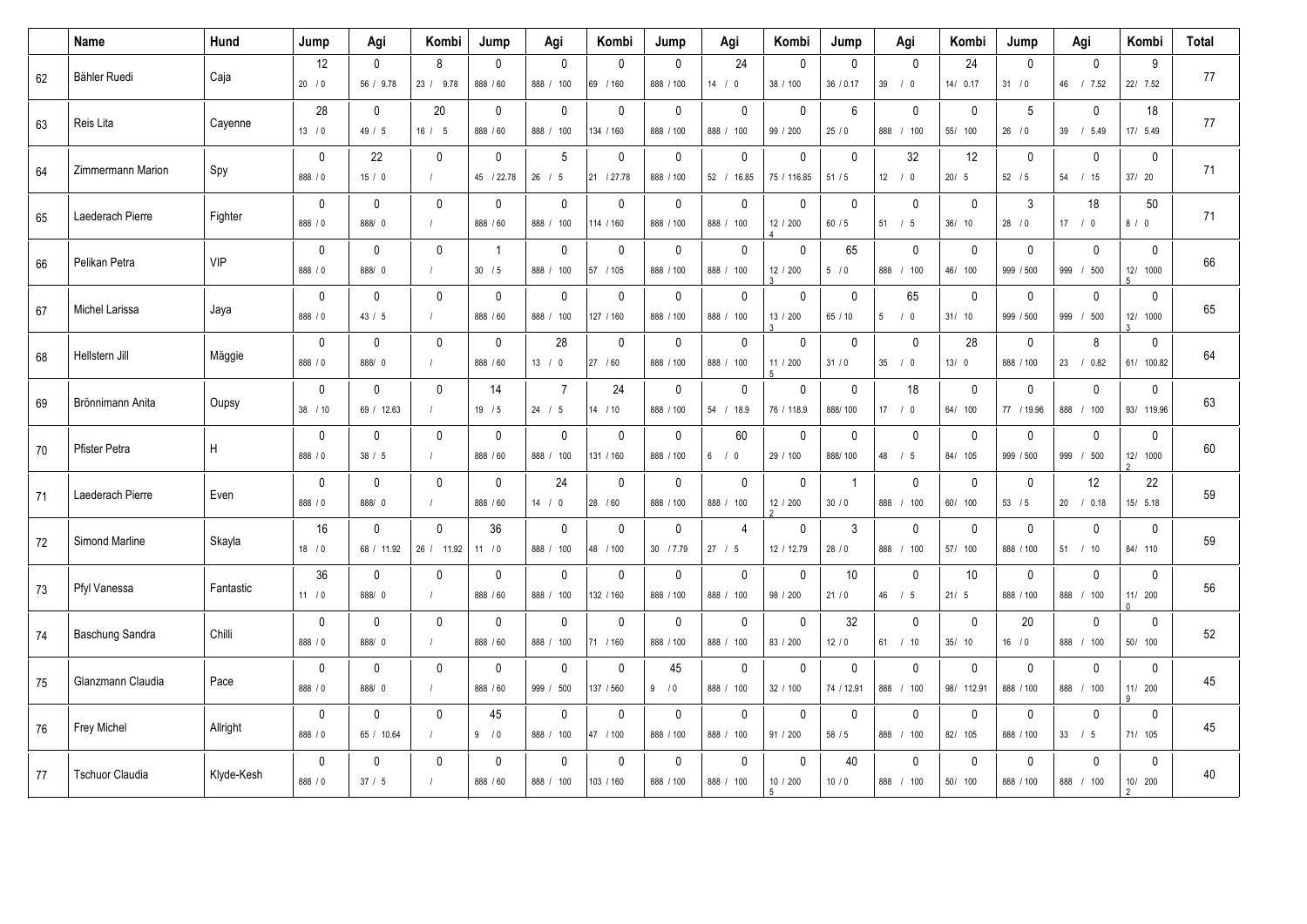| | Name | Hund | Jump | Agi | Kombi | Jump | Agi | Kombi | Jump | Agi | Kombi | Jump | Agi | Kombi | Jump | Agi | Kombi | Total |
|---|---|---|---|---|---|---|---|---|---|---|---|---|---|---|---|---|---|---|
| 62 | Bähler Ruedi | Caja | 12<br>20 / 0 | 0<br>56 / 9.78 | 8<br>23 / 9.78 | 0<br>888 / 60 | 0<br>888 / 100 | 0<br>69 / 160 | 0<br>888 / 100 | 24<br>14 / 0 | 0<br>38 / 100 | 0<br>36 / 0.17 | 0<br>39 / 0 | 24<br>14/ 0.17 | 0<br>31 / 0 | 0<br>46 / 7.52 | 9<br>22/ 7.52 | 77 |
| 63 | Reis Lita | Cayenne | 28<br>13 / 0 | 0<br>49 / 5 | 20<br>16 / 5 | 0<br>888 / 60 | 0<br>888 / 100 | 0<br>134 / 160 | 0<br>888 / 100 | 0<br>888 / 100 | 0<br>99 / 200 | 6<br>25 / 0 | 0<br>888 / 100 | 0<br>55/ 100 | 5<br>26 / 0 | 0<br>39 / 5.49 | 18<br>17/ 5.49 | 77 |
| 64 | Zimmermann Marion | Spy | 0<br>888 / 0 | 22<br>15 / 0 | 0<br>/ | 0<br>45 / 22.78 | 5<br>26 / 5 | 0<br>21 / 27.78 | 0<br>888 / 100 | 0<br>52 / 16.85 | 0<br>75 / 116.85 | 0<br>51 / 5 | 32<br>12 / 0 | 12<br>20/ 5 | 0<br>52 / 5 | 0<br>54 / 15 | 0<br>37/ 20 | 71 |
| 65 | Laederach Pierre | Fighter | 0<br>888 / 0 | 0<br>888/ 0 | 0<br>/ | 0<br>888 / 60 | 0<br>888 / 100 | 0<br>114 / 160 | 0<br>888 / 100 | 0<br>888 / 100 | 0<br>12 / 200<br>4 | 0<br>60 / 5 | 0<br>51 / 5 | 0<br>36/ 10 | 3<br>28 / 0 | 18<br>17 / 0 | 50<br>8 / 0 | 71 |
| 66 | Pelikan Petra | VIP | 0<br>888 / 0 | 0<br>888/ 0 | 0<br>/ | 1<br>30 / 5 | 0<br>888 / 100 | 0<br>57 / 105 | 0<br>888 / 100 | 0<br>888 / 100 | 0<br>12 / 200<br>3 | 65<br>5 / 0 | 0<br>888 / 100 | 0<br>46/ 100 | 0<br>999 / 500 | 0<br>999 / 500 | 0<br>12/ 1000<br>5 | 66 |
| 67 | Michel Larissa | Jaya | 0<br>888 / 0 | 0<br>43 / 5 | 0<br>/ | 0<br>888 / 60 | 0<br>888 / 100 | 0<br>127 / 160 | 0<br>888 / 100 | 0<br>888 / 100 | 0<br>13 / 200<br>3 | 0<br>65 / 10 | 65<br>5 / 0 | 0<br>31/ 10 | 0<br>999 / 500 | 0<br>999 / 500 | 0<br>12/ 1000<br>3 | 65 |
| 68 | Hellstern Jill | Mäggie | 0<br>888 / 0 | 0<br>888/ 0 | 0<br>/ | 0<br>888 / 60 | 28<br>13 / 0 | 0<br>27 / 60 | 0<br>888 / 100 | 0<br>888 / 100 | 0<br>11 / 200<br>5 | 0<br>31 / 0 | 0<br>35 / 0 | 28<br>13/ 0 | 0<br>888 / 100 | 8<br>23 / 0.82 | 0<br>61/ 100.82 | 64 |
| 69 | Brönnimann Anita | Oupsy | 0<br>38 / 10 | 0<br>69 / 12.63 | 0<br>/ | 14<br>19 / 5 | 7<br>24 / 5 | 24<br>14 / 10 | 0<br>888 / 100 | 0<br>54 / 18.9 | 0<br>76 / 118.9 | 0<br>888/ 100 | 18<br>17 / 0 | 0<br>64/ 100 | 0<br>77 / 19.96 | 0<br>888 / 100 | 0<br>93/ 119.96 | 63 |
| 70 | Pfister Petra | H | 0<br>888 / 0 | 0<br>38 / 5 | 0<br>/ | 0<br>888 / 60 | 0<br>888 / 100 | 0<br>131 / 160 | 0<br>888 / 100 | 60<br>6 / 0 | 0<br>29 / 100 | 0<br>888/ 100 | 0<br>48 / 5 | 0<br>84/ 105 | 0<br>999 / 500 | 0<br>999 / 500 | 0<br>12/ 1000<br>2 | 60 |
| 71 | Laederach Pierre | Even | 0<br>888 / 0 | 0<br>888/ 0 | 0<br>/ | 0<br>888 / 60 | 24<br>14 / 0 | 0<br>28 / 60 | 0<br>888 / 100 | 0<br>888 / 100 | 0<br>12 / 200<br>2 | 1<br>30 / 0 | 0<br>888 / 100 | 0<br>60/ 100 | 0<br>53 / 5 | 12<br>20 / 0.18 | 22<br>15/ 5.18 | 59 |
| 72 | Simond Marline | Skayla | 16<br>18 / 0 | 0<br>68 / 11.92 | 0<br>26 / 11.92 | 36<br>11 / 0 | 0<br>888 / 100 | 0<br>48 / 100 | 0<br>30 / 7.79 | 4<br>27 / 5 | 0<br>12 / 12.79 | 3<br>28 / 0 | 0<br>888 / 100 | 0<br>57/ 100 | 0<br>888 / 100 | 0<br>51 / 10 | 0<br>84/ 110 | 59 |
| 73 | Pfyl Vanessa | Fantastic | 36<br>11 / 0 | 0<br>888/ 0 | 0<br>/ | 0<br>888 / 60 | 0<br>888 / 100 | 0<br>132 / 160 | 0<br>888 / 100 | 0<br>888 / 100 | 0<br>98 / 200 | 10<br>21 / 0 | 0<br>46 / 5 | 10<br>21/ 5 | 0<br>888 / 100 | 0<br>888 / 100 | 0<br>11/ 200<br>0 | 56 |
| 74 | Baschung Sandra | Chilli | 0<br>888 / 0 | 0<br>888/ 0 | 0<br>/ | 0<br>888 / 60 | 0<br>888 / 100 | 0<br>71 / 160 | 0<br>888 / 100 | 0<br>888 / 100 | 0<br>83 / 200 | 32<br>12 / 0 | 0<br>61 / 10 | 0<br>35/ 10 | 20<br>16 / 0 | 0<br>888 / 100 | 0<br>50/ 100 | 52 |
| 75 | Glanzmann Claudia | Pace | 0<br>888 / 0 | 0<br>888/ 0 | 0<br>/ | 0<br>888 / 60 | 0<br>999 / 500 | 0<br>137 / 560 | 45<br>9 / 0 | 0<br>888 / 100 | 0<br>32 / 100 | 0<br>74 / 12.91 | 0<br>888 / 100 | 0<br>98/ 112.91 | 0<br>888 / 100 | 0<br>888 / 100 | 0<br>11/ 200<br>9 | 45 |
| 76 | Frey Michel | Allright | 0<br>888 / 0 | 0<br>65 / 10.64 | 0<br>/ | 45<br>9 / 0 | 0<br>888 / 100 | 0<br>47 / 100 | 0<br>888 / 100 | 0<br>888 / 100 | 0<br>91 / 200 | 0<br>58 / 5 | 0<br>888 / 100 | 0<br>82/ 105 | 0<br>888 / 100 | 0<br>33 / 5 | 0<br>71/ 105 | 45 |
| 77 | Tschuor Claudia | Klyde-Kesh | 0<br>888 / 0 | 0<br>37 / 5 | 0<br>/ | 0<br>888 / 60 | 0<br>888 / 100 | 0<br>103 / 160 | 0<br>888 / 100 | 0<br>888 / 100 | 0<br>10 / 200<br>5 | 40<br>10 / 0 | 0<br>888 / 100 | 0<br>50/ 100 | 0<br>888 / 100 | 0<br>888 / 100 | 0<br>10/ 200<br>2 | 40 |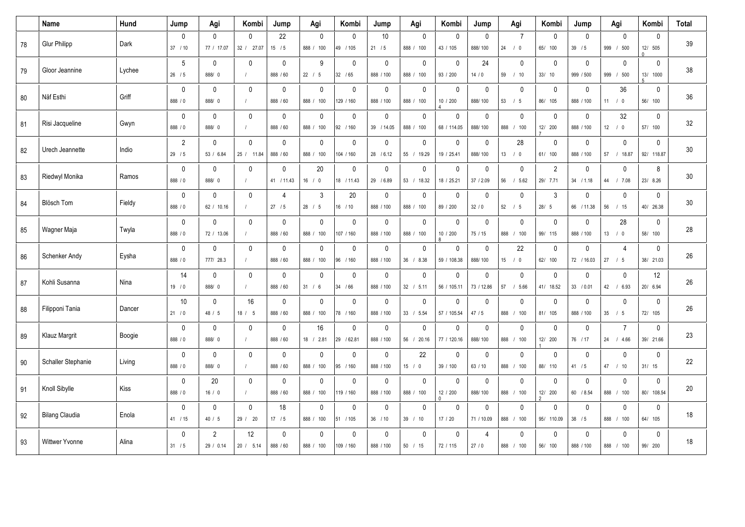| | Name | Hund | Jump | Agi | Kombi | Jump | Agi | Kombi | Jump | Agi | Kombi | Jump | Agi | Kombi | Jump | Agi | Kombi | Total |
|---|---|---|---|---|---|---|---|---|---|---|---|---|---|---|---|---|---|---|
| 78 | Glur Philipp | Dark | 0<br>37 / 10 | 0<br>77 / 17.07 | 0<br>32 / 27.07 | 22<br>15 / 5 | 0<br>888 / 100 | 0<br>49 / 105 | 10<br>21 / 5 | 0<br>888 / 100 | 0<br>43 / 105 | 0<br>888/ 100 | 7<br>24 / 0 | 0<br>65/ 100 | 0<br>39 / 5 | 0<br>999 / 500 | 0<br>12/ 505<br>0 | 39 |
| 79 | Gloor Jeannine | Lychee | 5<br>26 / 5 | 0<br>888/ 0 | 0<br>/ | 0<br>888 / 60 | 9<br>22 / 5 | 0<br>32 / 65 | 0<br>888 / 100 | 0<br>888 / 100 | 0<br>93 / 200 | 24<br>14 / 0 | 0<br>59 / 10 | 0<br>33/ 10 | 0<br>999 / 500 | 0<br>999 / 500 | 0<br>13/ 1000<br>5 | 38 |
| 80 | Näf Esthi | Griff | 0<br>888 / 0 | 0<br>888/ 0 | 0<br>/ | 0<br>888 / 60 | 0<br>888 / 100 | 0<br>129 / 160 | 0<br>888 / 100 | 0<br>888 / 100 | 0<br>10 / 200<br>4 | 0<br>888/ 100 | 0<br>53 / 5 | 0<br>86/ 105 | 0<br>888 / 100 | 36<br>11 / 0 | 0<br>56/ 100 | 36 |
| 81 | Risi Jacqueline | Gwyn | 0<br>888 / 0 | 0<br>888/ 0 | 0<br>/ | 0<br>888 / 60 | 0<br>888 / 100 | 0<br>92 / 160 | 0<br>39 / 14.05 | 0<br>888 / 100 | 0<br>68 / 114.05 | 0<br>888/ 100 | 0<br>888 / 100 | 0<br>12/ 200<br>7 | 0<br>888 / 100 | 32<br>12 / 0 | 0<br>57/ 100 | 32 |
| 82 | Urech Jeannette | Indio | 2<br>29 / 5 | 0<br>53 / 6.84 | 0<br>25 / 11.84 | 0<br>888 / 60 | 0<br>888 / 100 | 0<br>104 / 160 | 0<br>28 / 6.12 | 0<br>55 / 19.29 | 0<br>19 / 25.41 | 0<br>888/ 100 | 28<br>13 / 0 | 0<br>61/ 100 | 0<br>888 / 100 | 0<br>57 / 18.87 | 0<br>92/ 118.87 | 30 |
| 83 | Riedwyl Monika | Ramos | 0<br>888 / 0 | 0<br>888/ 0 | 0<br>/ | 0<br>41 / 11.43 | 20<br>16 / 0 | 0<br>18 / 11.43 | 0<br>29 / 6.89 | 0<br>53 / 18.32 | 0<br>18 / 25.21 | 0<br>37 / 2.09 | 0<br>56 / 5.62 | 2<br>29/ 7.71 | 0<br>34 / 1.18 | 0<br>44 / 7.08 | 8<br>23/ 8.26 | 30 |
| 84 | Blösch Tom | Fieldy | 0<br>888 / 0 | 0<br>62 / 10.16 | 0<br>/ | 4<br>27 / 5 | 3<br>28 / 5 | 20<br>16 / 10 | 0<br>888 / 100 | 0<br>888 / 100 | 0<br>89 / 200 | 0<br>32 / 0 | 0<br>52 / 5 | 3<br>28/ 5 | 0<br>66 / 11.38 | 0<br>56 / 15 | 0<br>40/ 26.38 | 30 |
| 85 | Wagner Maja | Twyla | 0<br>888 / 0 | 0<br>72 / 13.06 | 0<br>/ | 0<br>888 / 60 | 0<br>888 / 100 | 0<br>107 / 160 | 0<br>888 / 100 | 0<br>888 / 100 | 0<br>10 / 200<br>8 | 0<br>75 / 15 | 0<br>888 / 100 | 0<br>99/ 115 | 0<br>888 / 100 | 28<br>13 / 0 | 0<br>58/ 100 | 28 |
| 86 | Schenker Andy | Eysha | 0<br>888 / 0 | 0<br>777/ 28.3 | 0<br>/ | 0<br>888 / 60 | 0<br>888 / 100 | 0<br>96 / 160 | 0<br>888 / 100 | 0<br>36 / 8.38 | 0<br>59 / 108.38 | 0<br>888/ 100 | 22<br>15 / 0 | 0<br>62/ 100 | 0<br>72 / 16.03 | 4<br>27 / 5 | 0<br>38/ 21.03 | 26 |
| 87 | Kohli Susanna | Nina | 14<br>19 / 0 | 0<br>888/ 0 | 0<br>/ | 0<br>888 / 60 | 0<br>31 / 6 | 0<br>34 / 66 | 0<br>888 / 100 | 0<br>32 / 5.11 | 0<br>56 / 105.11 | 0<br>73 / 12.86 | 0<br>57 / 5.66 | 0<br>41/ 18.52 | 0<br>33 / 0.01 | 0<br>42 / 6.93 | 12<br>20/ 6.94 | 26 |
| 88 | Filipponi Tania | Dancer | 10<br>21 / 0 | 0<br>48 / 5 | 16<br>18 / 5 | 0<br>888 / 60 | 0<br>888 / 100 | 0<br>78 / 160 | 0<br>888 / 100 | 0<br>33 / 5.54 | 0<br>57 / 105.54 | 0<br>47 / 5 | 0<br>888 / 100 | 0<br>81/ 105 | 0<br>888 / 100 | 0<br>35 / 5 | 0<br>72/ 105 | 26 |
| 89 | Klauz Margrit | Boogie | 0<br>888 / 0 | 0<br>888/ 0 | 0<br>/ | 0<br>888 / 60 | 16<br>18 / 2.81 | 0<br>29 / 62.81 | 0<br>888 / 100 | 0<br>56 / 20.16 | 0<br>77 / 120.16 | 0<br>888/ 100 | 0<br>888 / 100 | 0<br>12/ 200<br>1 | 0<br>76 / 17 | 7<br>24 / 4.66 | 0<br>39/ 21.66 | 23 |
| 90 | Schaller Stephanie | Living | 0<br>888 / 0 | 0<br>888/ 0 | 0<br>/ | 0<br>888 / 60 | 0<br>888 / 100 | 0<br>95 / 160 | 0<br>888 / 100 | 22<br>15 / 0 | 0<br>39 / 100 | 0<br>63 / 10 | 0<br>888 / 100 | 0<br>88/ 110 | 0<br>41 / 5 | 0<br>47 / 10 | 0<br>31/ 15 | 22 |
| 91 | Knoll Sibylle | Kiss | 0<br>888 / 0 | 20<br>16 / 0 | 0<br>/ | 0<br>888 / 60 | 0<br>888 / 100 | 0<br>119 / 160 | 0<br>888 / 100 | 0<br>888 / 100 | 0<br>12 / 200<br>0 | 0<br>888/ 100 | 0<br>888 / 100 | 0<br>12/ 200<br>2 | 0<br>60 / 8.54 | 0<br>888 / 100 | 0<br>80/ 108.54 | 20 |
| 92 | Bilang Claudia | Enola | 0<br>41 / 15 | 0<br>40 / 5 | 0<br>29 / 20 | 18<br>17 / 5 | 0<br>888 / 100 | 0<br>51 / 105 | 0<br>36 / 10 | 0<br>39 / 10 | 0<br>17 / 20 | 0<br>71 / 10.09 | 0<br>888 / 100 | 0<br>95/ 110.09 | 0<br>38 / 5 | 0<br>888 / 100 | 0<br>64/ 105 | 18 |
| 93 | Wittwer Yvonne | Alina | 0<br>31 / 5 | 2<br>29 / 0.14 | 12<br>20 / 5.14 | 0<br>888 / 60 | 0<br>888 / 100 | 0<br>109 / 160 | 0<br>888 / 100 | 0<br>50 / 15 | 0<br>72 / 115 | 4<br>27 / 0 | 0<br>888 / 100 | 0<br>56/ 100 | 0<br>888 / 100 | 0<br>888 / 100 | 0<br>99/ 200 | 18 |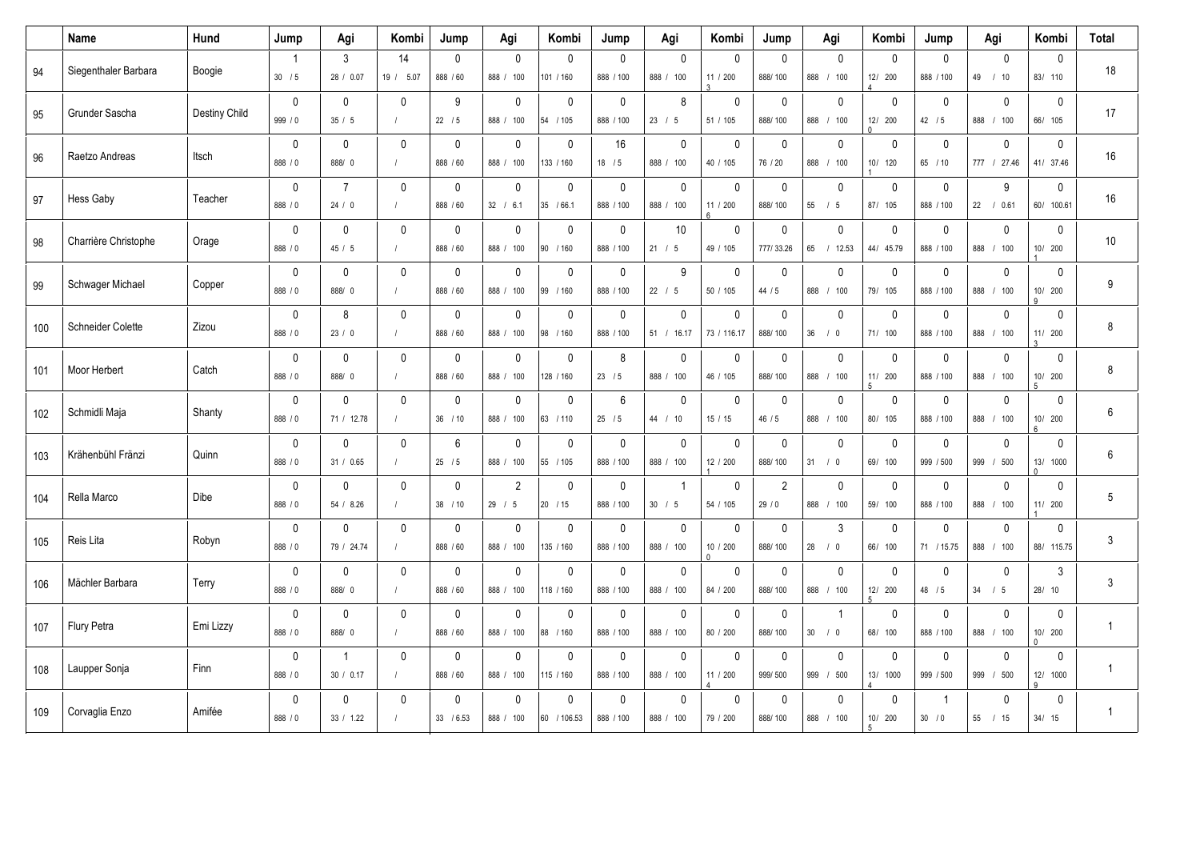|  | Name | Hund | Jump | Agi | Kombi | Jump | Agi | Kombi | Jump | Agi | Kombi | Jump | Agi | Kombi | Jump | Agi | Kombi | Total |
|---|---|---|---|---|---|---|---|---|---|---|---|---|---|---|---|---|---|---|
| 94 | Siegenthaler Barbara | Boogie | 1<br>30 / 5 | 3<br>28 / 0.07 | 14<br>19 / 5.07 | 0<br>888 / 60 | 0<br>888 / 100 | 0<br>101 / 160 | 0<br>888 / 100 | 0<br>888 / 100 | 0<br>11 / 200<br>3 | 0<br>888/ 100 | 0<br>888 / 100 | 0<br>12/ 200<br>4 | 0<br>888 / 100 | 0<br>49 / 10 | 0<br>83/ 110 | 18 |
| 95 | Grunder Sascha | Destiny Child | 0<br>999 / 0 | 0<br>35 / 5 | 0<br>/ | 9<br>22 / 5 | 0<br>888 / 100 | 0<br>54 / 105 | 0<br>888 / 100 | 8<br>23 / 5 | 0<br>51 / 105 | 0<br>888/ 100 | 0<br>888 / 100 | 0<br>12/ 200<br>0 | 0<br>42 / 5 | 0<br>888 / 100 | 0<br>66/ 105 | 17 |
| 96 | Raetzo Andreas | Itsch | 0<br>888 / 0 | 0<br>888/ 0 | 0<br>/ | 0<br>888 / 60 | 0<br>888 / 100 | 0<br>133 / 160 | 16<br>18 / 5 | 0<br>888 / 100 | 0<br>40 / 105 | 0<br>76 / 20 | 0<br>888 / 100 | 0<br>10/ 120<br>1 | 0<br>65 / 10 | 0<br>777 / 27.46 | 0<br>41/ 37.46 | 16 |
| 97 | Hess Gaby | Teacher | 0<br>888 / 0 | 7<br>24 / 0 | 0<br>/ | 0<br>888 / 60 | 0<br>32 / 6.1 | 0<br>35 / 66.1 | 0<br>888 / 100 | 0<br>888 / 100 | 0<br>11 / 200<br>6 | 0<br>888/ 100 | 0<br>55 / 5 | 0<br>87/ 105 | 0<br>888 / 100 | 9<br>22 / 0.61 | 0<br>60/ 100.61 | 16 |
| 98 | Charrière Christophe | Orage | 0<br>888 / 0 | 0<br>45 / 5 | 0<br>/ | 0<br>888 / 60 | 0<br>888 / 100 | 0<br>90 / 160 | 0<br>888 / 100 | 10<br>21 / 5 | 0<br>49 / 105 | 0<br>777/ 33.26 | 0<br>65 / 12.53 | 0<br>44/ 45.79 | 0<br>888 / 100 | 0<br>888 / 100 | 0<br>10/ 200<br>1 | 10 |
| 99 | Schwager Michael | Copper | 0<br>888 / 0 | 0<br>888/ 0 | 0<br>/ | 0<br>888 / 60 | 0<br>888 / 100 | 0<br>99 / 160 | 0<br>888 / 100 | 9<br>22 / 5 | 0<br>50 / 105 | 0<br>44 / 5 | 0<br>888 / 100 | 0<br>79/ 105 | 0<br>888 / 100 | 0<br>888 / 100 | 0<br>10/ 200<br>9 | 9 |
| 100 | Schneider Colette | Zizou | 0<br>888 / 0 | 8<br>23 / 0 | 0<br>/ | 0<br>888 / 60 | 0<br>888 / 100 | 0<br>98 / 160 | 0<br>888 / 100 | 0<br>51 / 16.17 | 0<br>73 / 116.17 | 0<br>888/ 100 | 0<br>36 / 0 | 0<br>71/ 100 | 0<br>888 / 100 | 0<br>888 / 100 | 0<br>11/ 200<br>3 | 8 |
| 101 | Moor Herbert | Catch | 0<br>888 / 0 | 0<br>888/ 0 | 0<br>/ | 0<br>888 / 60 | 0<br>888 / 100 | 0<br>128 / 160 | 8<br>23 / 5 | 0<br>888 / 100 | 0<br>46 / 105 | 0<br>888/ 100 | 0<br>888 / 100 | 0<br>11/ 200<br>5 | 0<br>888 / 100 | 0<br>888 / 100 | 0<br>10/ 200<br>5 | 8 |
| 102 | Schmidli Maja | Shanty | 0<br>888 / 0 | 0<br>71 / 12.78 | 0<br>/ | 0<br>36 / 10 | 0<br>888 / 100 | 0<br>63 / 110 | 6<br>25 / 5 | 0<br>44 / 10 | 0<br>15 / 15 | 0<br>46 / 5 | 0<br>888 / 100 | 0<br>80/ 105 | 0<br>888 / 100 | 0<br>888 / 100 | 0<br>10/ 200<br>6 | 6 |
| 103 | Krähenbühl Fränzi | Quinn | 0<br>888 / 0 | 0<br>31 / 0.65 | 0<br>/ | 6<br>25 / 5 | 0<br>888 / 100 | 0<br>55 / 105 | 0<br>888 / 100 | 0<br>888 / 100 | 0<br>12 / 200<br>1 | 0<br>888/ 100 | 0<br>31 / 0 | 0<br>69/ 100 | 0<br>999 / 500 | 0<br>999 / 500 | 0<br>13/ 1000<br>0 | 6 |
| 104 | Rella Marco | Dibe | 0<br>888 / 0 | 0<br>54 / 8.26 | 0<br>/ | 0<br>38 / 10 | 2<br>29 / 5 | 0<br>20 / 15 | 0<br>888 / 100 | 1<br>30 / 5 | 0<br>54 / 105 | 2<br>29 / 0 | 0<br>888 / 100 | 0<br>59/ 100 | 0<br>888 / 100 | 0<br>888 / 100 | 0<br>11/ 200<br>1 | 5 |
| 105 | Reis Lita | Robyn | 0<br>888 / 0 | 0<br>79 / 24.74 | 0<br>/ | 0<br>888 / 60 | 0<br>888 / 100 | 0<br>135 / 160 | 0<br>888 / 100 | 0<br>888 / 100 | 0<br>10 / 200<br>0 | 0<br>888/ 100 | 3<br>28 / 0 | 0<br>66/ 100 | 0<br>71 / 15.75 | 0<br>888 / 100 | 0<br>88/ 115.75 | 3 |
| 106 | Mächler Barbara | Terry | 0<br>888 / 0 | 0<br>888/ 0 | 0<br>/ | 0<br>888 / 60 | 0<br>888 / 100 | 0<br>118 / 160 | 0<br>888 / 100 | 0<br>888 / 100 | 0<br>84 / 200 | 0<br>888/ 100 | 0<br>888 / 100 | 0<br>12/ 200<br>5 | 0<br>48 / 5 | 0<br>34 / 5 | 3<br>28/ 10 | 3 |
| 107 | Flury Petra | Emi Lizzy | 0<br>888 / 0 | 0<br>888/ 0 | 0<br>/ | 0<br>888 / 60 | 0<br>888 / 100 | 0<br>88 / 160 | 0<br>888 / 100 | 0<br>888 / 100 | 0<br>80 / 200 | 0<br>888/ 100 | 1<br>30 / 0 | 0<br>68/ 100 | 0<br>888 / 100 | 0<br>888 / 100 | 0<br>10/ 200<br>0 | 1 |
| 108 | Laupper Sonja | Finn | 0<br>888 / 0 | 1<br>30 / 0.17 | 0<br>/ | 0<br>888 / 60 | 0<br>888 / 100 | 0<br>115 / 160 | 0<br>888 / 100 | 0<br>888 / 100 | 0<br>11 / 200<br>4 | 0<br>999/ 500 | 0<br>999 / 500 | 0<br>13/ 1000<br>4 | 0<br>999 / 500 | 0<br>999 / 500 | 0<br>12/ 1000<br>9 | 1 |
| 109 | Corvaglia Enzo | Amifée | 0<br>888 / 0 | 0<br>33 / 1.22 | 0<br>/ | 0<br>33 / 6.53 | 0<br>888 / 100 | 0<br>60 / 106.53 | 0<br>888 / 100 | 0<br>888 / 100 | 0<br>79 / 200 | 0<br>888/ 100 | 0<br>888 / 100 | 0<br>10/ 200<br>5 | 1<br>30 / 0 | 0<br>55 / 15 | 0<br>34/ 15 | 1 |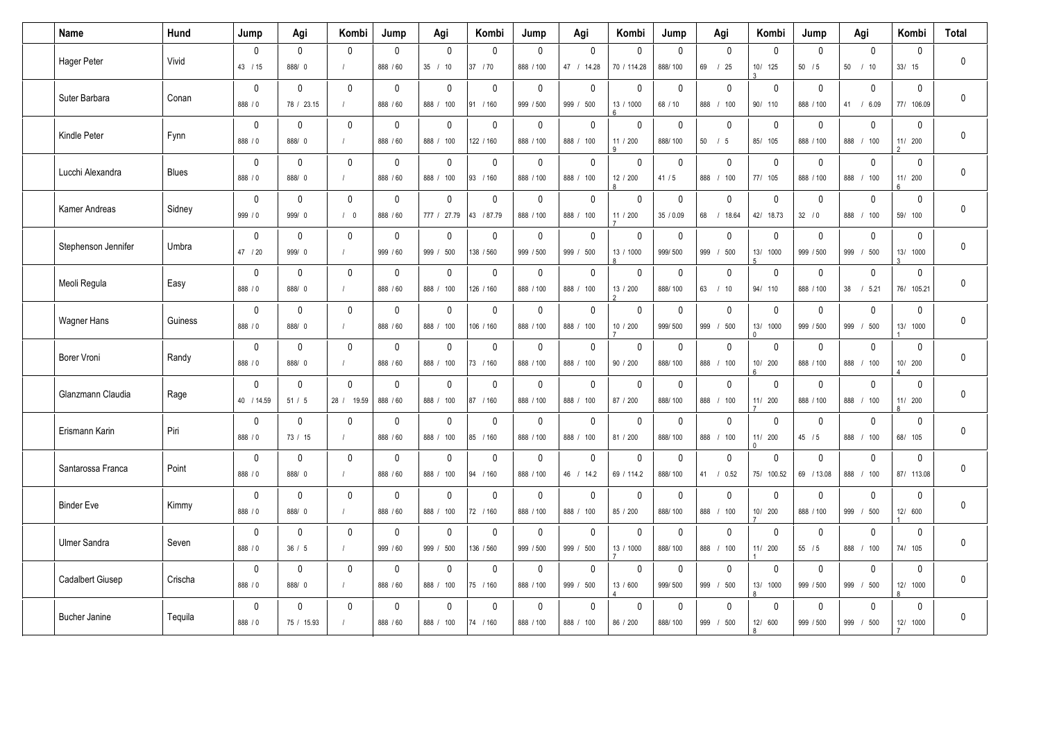| | Name | Hund | Jump | Agi | Kombi | Jump | Agi | Kombi | Jump | Agi | Kombi | Jump | Agi | Kombi | Jump | Agi | Kombi | Total |
|---|---|---|---|---|---|---|---|---|---|---|---|---|---|---|---|---|---|---|
| | Hager Peter | Vivid | 0<br>43 / 15 | 0<br>888/ 0 | 0<br>/ | 0<br>888 / 60 | 0<br>35 / 10 | 0<br>37 / 70 | 0<br>888 / 100 | 0<br>47 / 14.28 | 0<br>70 / 114.28 | 0<br>888/ 100 | 0<br>69 / 25 | 0<br>10/ 125<br>3 | 0<br>50 / 5 | 0<br>50 / 10 | 0<br>33/ 15 | 0 |
| | Suter Barbara | Conan | 0<br>888 / 0 | 0<br>78 / 23.15 | 0<br>/ | 0<br>888 / 60 | 0<br>888 / 100 | 0<br>91 / 160 | 0<br>999 / 500 | 0<br>999 / 500 | 0<br>13 / 1000<br>6 | 0<br>68 / 10 | 0<br>888 / 100 | 0<br>90/ 110 | 0<br>888 / 100 | 0<br>41 / 6.09 | 0<br>77/ 106.09 | 0 |
| | Kindle Peter | Fynn | 0<br>888 / 0 | 0<br>888/ 0 | 0<br>/ | 0<br>888 / 60 | 0<br>888 / 100 | 0<br>122 / 160 | 0<br>888 / 100 | 0<br>888 / 100 | 0<br>11 / 200<br>9 | 0<br>888/ 100 | 0<br>50 / 5 | 0<br>85/ 105 | 0<br>888 / 100 | 0<br>888 / 100 | 0<br>11/ 200<br>2 | 0 |
| | Lucchi Alexandra | Blues | 0<br>888 / 0 | 0<br>888/ 0 | 0<br>/ | 0<br>888 / 60 | 0<br>888 / 100 | 0<br>93 / 160 | 0<br>888 / 100 | 0<br>888 / 100 | 0<br>12 / 200<br>8 | 0<br>41 / 5 | 0<br>888 / 100 | 0<br>77/ 105 | 0<br>888 / 100 | 0<br>888 / 100 | 0<br>11/ 200<br>6 | 0 |
| | Kamer Andreas | Sidney | 0<br>999 / 0 | 0<br>999/ 0 | 0<br>/ 0 | 0<br>888 / 60 | 0<br>777 / 27.79 | 0<br>43 / 87.79 | 0<br>888 / 100 | 0<br>888 / 100 | 0<br>11 / 200<br>7 | 0<br>35 / 0.09 | 0<br>68 / 18.64 | 0<br>42/ 18.73 | 0<br>32 / 0 | 0<br>888 / 100 | 0<br>59/ 100 | 0 |
| | Stephenson Jennifer | Umbra | 0<br>47 / 20 | 0<br>999/ 0 | 0<br>/ | 0<br>999 / 60 | 0<br>999 / 500 | 0<br>138 / 560 | 0<br>999 / 500 | 0<br>999 / 500 | 0<br>13 / 1000<br>8 | 0<br>999/ 500 | 0<br>999 / 500 | 0<br>13/ 1000<br>5 | 0<br>999 / 500 | 0<br>999 / 500 | 0<br>13/ 1000<br>3 | 0 |
| | Meoli Regula | Easy | 0<br>888 / 0 | 0<br>888/ 0 | 0<br>/ | 0<br>888 / 60 | 0<br>888 / 100 | 0<br>126 / 160 | 0<br>888 / 100 | 0<br>888 / 100 | 0<br>13 / 200<br>2 | 0<br>888/ 100 | 0<br>63 / 10 | 0<br>94/ 110 | 0<br>888 / 100 | 0<br>38 / 5.21 | 0<br>76/ 105.21 | 0 |
| | Wagner Hans | Guiness | 0<br>888 / 0 | 0<br>888/ 0 | 0<br>/ | 0<br>888 / 60 | 0<br>888 / 100 | 0<br>106 / 160 | 0<br>888 / 100 | 0<br>888 / 100 | 0<br>10 / 200<br>7 | 0<br>999/ 500 | 0<br>999 / 500 | 0<br>13/ 1000<br>0 | 0<br>999 / 500 | 0<br>999 / 500 | 0<br>13/ 1000<br>1 | 0 |
| | Borer Vroni | Randy | 0<br>888 / 0 | 0<br>888/ 0 | 0<br>/ | 0<br>888 / 60 | 0<br>888 / 100 | 0<br>73 / 160 | 0<br>888 / 100 | 0<br>888 / 100 | 0<br>90 / 200 | 0<br>888/ 100 | 0<br>888 / 100 | 0<br>10/ 200<br>6 | 0<br>888 / 100 | 0<br>888 / 100 | 0<br>10/ 200<br>4 | 0 |
| | Glanzmann Claudia | Rage | 0<br>40 / 14.59 | 0<br>51 / 5 | 0<br>28 / 19.59 | 0<br>888 / 60 | 0<br>888 / 100 | 0<br>87 / 160 | 0<br>888 / 100 | 0<br>888 / 100 | 0<br>87 / 200 | 0<br>888/ 100 | 0<br>888 / 100 | 0<br>11/ 200<br>7 | 0<br>888 / 100 | 0<br>888 / 100 | 0<br>11/ 200<br>8 | 0 |
| | Erismann Karin | Piri | 0<br>888 / 0 | 0<br>73 / 15 | 0<br>/ | 0<br>888 / 60 | 0<br>888 / 100 | 0<br>85 / 160 | 0<br>888 / 100 | 0<br>888 / 100 | 0<br>81 / 200 | 0<br>888/ 100 | 0<br>888 / 100 | 0<br>11/ 200<br>0 | 0<br>45 / 5 | 0<br>888 / 100 | 0<br>68/ 105 | 0 |
| | Santarossa Franca | Point | 0<br>888 / 0 | 0<br>888/ 0 | 0<br>/ | 0<br>888 / 60 | 0<br>888 / 100 | 0<br>94 / 160 | 0<br>888 / 100 | 0<br>46 / 14.2 | 0<br>69 / 114.2 | 0<br>888/ 100 | 0<br>41 / 0.52 | 0<br>75/ 100.52 | 0<br>69 / 13.08 | 0<br>888 / 100 | 0<br>87/ 113.08 | 0 |
| | Binder Eve | Kimmy | 0<br>888 / 0 | 0<br>888/ 0 | 0<br>/ | 0<br>888 / 60 | 0<br>888 / 100 | 0<br>72 / 160 | 0<br>888 / 100 | 0<br>888 / 100 | 0<br>85 / 200 | 0<br>888/ 100 | 0<br>888 / 100 | 0<br>10/ 200<br>7 | 0<br>888 / 100 | 0<br>999 / 500 | 0<br>12/ 600<br>1 | 0 |
| | Ulmer Sandra | Seven | 0<br>888 / 0 | 0<br>36 / 5 | 0<br>/ | 0<br>999 / 60 | 0<br>999 / 500 | 0<br>136 / 560 | 0<br>999 / 500 | 0<br>999 / 500 | 0<br>13 / 1000<br>7 | 0<br>888/ 100 | 0<br>888 / 100 | 0<br>11/ 200<br>1 | 0<br>55 / 5 | 0<br>888 / 100 | 0<br>74/ 105 | 0 |
| | Cadalbert Giusep | Crischa | 0<br>888 / 0 | 0<br>888/ 0 | 0<br>/ | 0<br>888 / 60 | 0<br>888 / 100 | 0<br>75 / 160 | 0<br>888 / 100 | 0<br>999 / 500 | 0<br>13 / 600<br>4 | 0<br>999/ 500 | 0<br>999 / 500 | 0<br>13/ 1000<br>8 | 0<br>999 / 500 | 0<br>999 / 500 | 0<br>12/ 1000<br>8 | 0 |
| | Bucher Janine | Tequila | 0<br>888 / 0 | 0<br>75 / 15.93 | 0<br>/ | 0<br>888 / 60 | 0<br>888 / 100 | 0<br>74 / 160 | 0<br>888 / 100 | 0<br>888 / 100 | 0<br>86 / 200 | 0<br>888/ 100 | 0<br>999 / 500 | 0<br>12/ 600<br>8 | 0<br>999 / 500 | 0<br>999 / 500 | 0<br>12/ 1000<br>7 | 0 |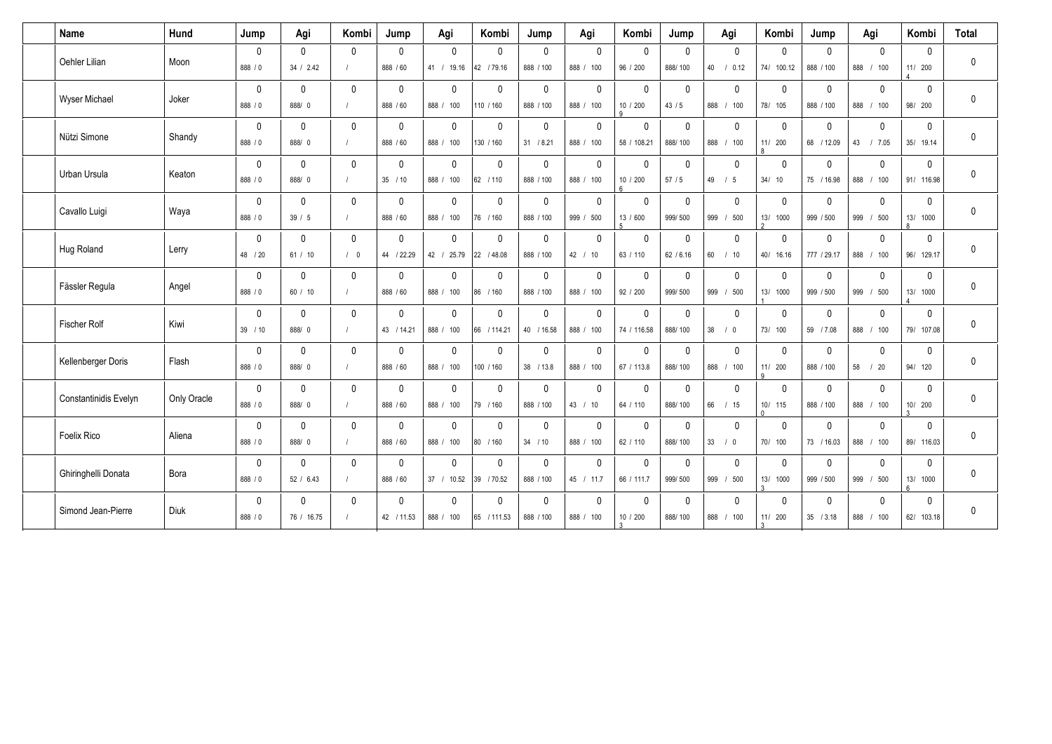| | Name | Hund | Jump | Agi | Kombi | Jump | Agi | Kombi | Jump | Agi | Kombi | Jump | Agi | Kombi | Jump | Agi | Kombi | Total |
|---|---|---|---|---|---|---|---|---|---|---|---|---|---|---|---|---|---|---|
| | Oehler Lilian | Moon | 0<br>888 / 0 | 0<br>34 / 2.42 | 0<br>/ | 0<br>888 / 60 | 0<br>41 / 19.16 | 0<br>42 / 79.16 | 0<br>888 / 100 | 0<br>888 / 100 | 0<br>96 / 200 | 0<br>888/ 100 | 0<br>40 / 0.12 | 0<br>74/ 100.12 | 0<br>888 / 100 | 0<br>888 / 100 | 0<br>11/ 200<br>4 | 0 |
| | Wyser Michael | Joker | 0<br>888 / 0 | 0<br>888/ 0 | 0<br>/ | 0<br>888 / 60 | 0<br>888 / 100 | 0<br>110 / 160 | 0<br>888 / 100 | 0<br>888 / 100 | 0<br>10 / 200<br>9 | 0<br>43 / 5 | 0<br>888 / 100 | 0<br>78/ 105 | 0<br>888 / 100 | 0<br>888 / 100 | 0<br>98/ 200 | 0 |
| | Nützi Simone | Shandy | 0<br>888 / 0 | 0<br>888/ 0 | 0<br>/ | 0<br>888 / 60 | 0<br>888 / 100 | 0<br>130 / 160 | 0<br>31 / 8.21 | 0<br>888 / 100 | 0<br>58 / 108.21 | 0<br>888/ 100 | 0<br>888 / 100 | 0<br>11/ 200<br>8 | 0<br>68 / 12.09 | 0<br>43 / 7.05 | 0<br>35/ 19.14 | 0 |
| | Urban Ursula | Keaton | 0<br>888 / 0 | 0<br>888/ 0 | 0<br>/ | 0<br>35 / 10 | 0<br>888 / 100 | 0<br>62 / 110 | 0<br>888 / 100 | 0<br>888 / 100 | 0<br>10 / 200<br>6 | 0<br>57 / 5 | 0<br>49 / 5 | 0<br>34/ 10 | 0<br>75 / 16.98 | 0<br>888 / 100 | 0<br>91/ 116.98 | 0 |
| | Cavallo Luigi | Waya | 0<br>888 / 0 | 0<br>39 / 5 | 0<br>/ | 0<br>888 / 60 | 0<br>888 / 100 | 0<br>76 / 160 | 0<br>888 / 100 | 0<br>999 / 500 | 0<br>13 / 600<br>5 | 0<br>999/ 500 | 0<br>999 / 500 | 0<br>13/ 1000<br>2 | 0<br>999 / 500 | 0<br>999 / 500 | 0<br>13/ 1000<br>8 | 0 |
| | Hug Roland | Lerry | 0<br>48 / 20 | 0<br>61 / 10 | 0<br>/ 0 | 0<br>44 / 22.29 | 0<br>42 / 25.79 | 0<br>22 / 48.08 | 0<br>888 / 100 | 0<br>42 / 10 | 0<br>63 / 110 | 0<br>62 / 6.16 | 0<br>60 / 10 | 0<br>40/ 16.16 | 0<br>777 / 29.17 | 0<br>888 / 100 | 0<br>96/ 129.17 | 0 |
| | Fässler Regula | Angel | 0<br>888 / 0 | 0<br>60 / 10 | 0<br>/ | 0<br>888 / 60 | 0<br>888 / 100 | 0<br>86 / 160 | 0<br>888 / 100 | 0<br>888 / 100 | 0<br>92 / 200 | 0<br>999/ 500 | 0<br>999 / 500 | 0<br>13/ 1000<br>1 | 0<br>999 / 500 | 0<br>999 / 500 | 0<br>13/ 1000<br>4 | 0 |
| | Fischer Rolf | Kiwi | 0<br>39 / 10 | 0<br>888/ 0 | 0<br>/ | 0<br>43 / 14.21 | 0<br>888 / 100 | 0<br>66 / 114.21 | 0<br>40 / 16.58 | 0<br>888 / 100 | 0<br>74 / 116.58 | 0<br>888/ 100 | 0<br>38 / 0 | 0<br>73/ 100 | 0<br>59 / 7.08 | 0<br>888 / 100 | 0<br>79/ 107.08 | 0 |
| | Kellenberger Doris | Flash | 0<br>888 / 0 | 0<br>888/ 0 | 0<br>/ | 0<br>888 / 60 | 0<br>888 / 100 | 0<br>100 / 160 | 0<br>38 / 13.8 | 0<br>888 / 100 | 0<br>67 / 113.8 | 0<br>888/ 100 | 0<br>888 / 100 | 0<br>11/ 200<br>9 | 0<br>888 / 100 | 0<br>58 / 20 | 0<br>94/ 120 | 0 |
| | Constantinidis Evelyn | Only Oracle | 0<br>888 / 0 | 0<br>888/ 0 | 0<br>/ | 0<br>888 / 60 | 0<br>888 / 100 | 0<br>79 / 160 | 0<br>888 / 100 | 0<br>43 / 10 | 0<br>64 / 110 | 0<br>888/ 100 | 0<br>66 / 15 | 0<br>10/ 115<br>0 | 0<br>888 / 100 | 0<br>888 / 100 | 0<br>10/ 200<br>3 | 0 |
| | Foelix Rico | Aliena | 0<br>888 / 0 | 0<br>888/ 0 | 0<br>/ | 0<br>888 / 60 | 0<br>888 / 100 | 0<br>80 / 160 | 0<br>34 / 10 | 0<br>888 / 100 | 0<br>62 / 110 | 0<br>888/ 100 | 0<br>33 / 0 | 0<br>70/ 100 | 0<br>73 / 16.03 | 0<br>888 / 100 | 0<br>89/ 116.03 | 0 |
| | Ghiringhelli Donata | Bora | 0<br>888 / 0 | 0<br>52 / 6.43 | 0<br>/ | 0<br>888 / 60 | 0<br>37 / 10.52 | 0<br>39 / 70.52 | 0<br>888 / 100 | 0<br>45 / 11.7 | 0<br>66 / 111.7 | 0<br>999/ 500 | 0<br>999 / 500 | 0<br>13/ 1000<br>3 | 0<br>999 / 500 | 0<br>999 / 500 | 0<br>13/ 1000<br>6 | 0 |
| | Simond Jean-Pierre | Diuk | 0<br>888 / 0 | 0<br>76 / 16.75 | 0<br>/ | 0<br>42 / 11.53 | 0<br>888 / 100 | 0<br>65 / 111.53 | 0<br>888 / 100 | 0<br>888 / 100 | 0<br>10 / 200<br>3 | 0<br>888/ 100 | 0<br>888 / 100 | 0<br>11/ 200<br>3 | 0<br>35 / 3.18 | 0<br>888 / 100 | 0<br>62/ 103.18 | 0 |